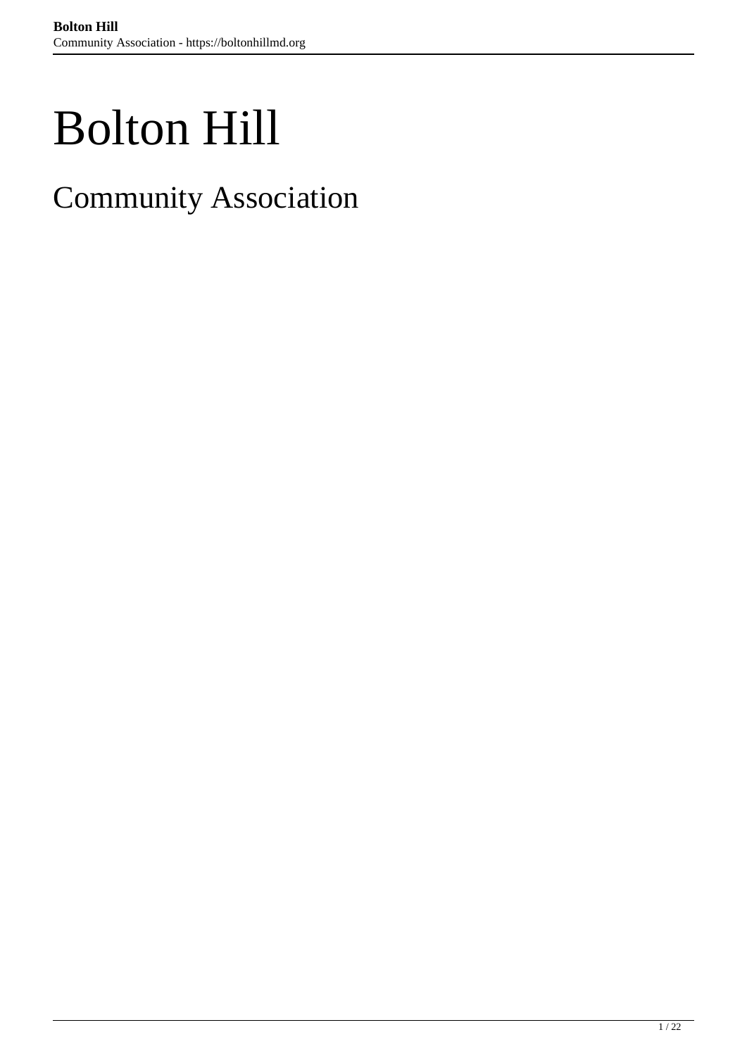# Bolton Hill

## Community Association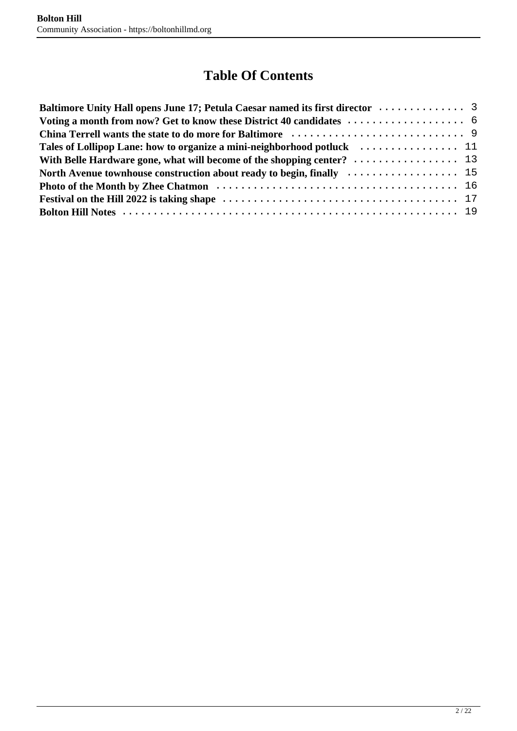# Table Of Contents

**Baltimore Unity Hall opens June 17; Petula Caesar named its first director** .............. 3
**Voting a month from now? Get to know these District 40 candidates** .................... 6
**China Terrell wants the state to do more for Baltimore** ............................ 9
**Tales of Lollipop Lane: how to organize a mini-neighborhood potluck** ................ 11
**With Belle Hardware gone, what will become of the shopping center?** ................. 13
**North Avenue townhouse construction about ready to begin, finally** .................. 15
**Photo of the Month by Zhee Chatmon** ...................................... 16
**Festival on the Hill 2022 is taking shape** ...................................... 17
**Bolton Hill Notes** ...................................................... 19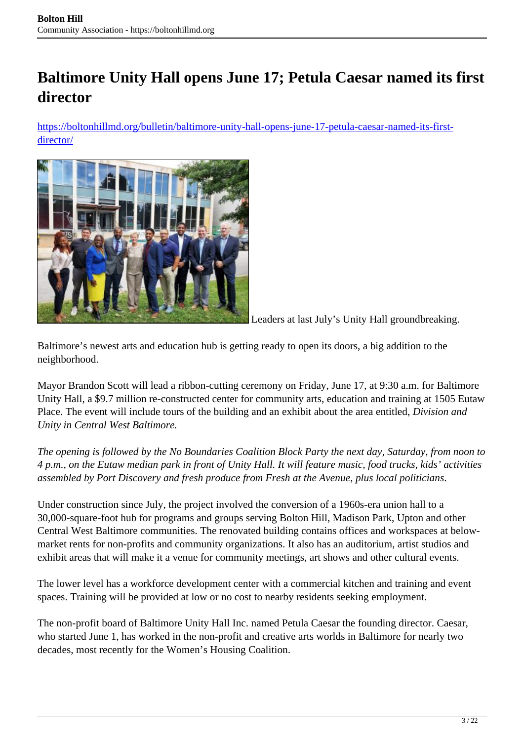# Baltimore Unity Hall opens June 17; Petula Caesar named its first director

https://boltonhillmd.org/bulletin/baltimore-unity-hall-opens-june-17-petula-caesar-named-its-first-director/

Leaders at last July's Unity Hall groundbreaking.

Baltimore's newest arts and education hub is getting ready to open its doors, a big addition to the neighborhood.

Mayor Brandon Scott will lead a ribbon-cutting ceremony on Friday, June 17, at 9:30 a.m. for Baltimore Unity Hall, a $9.7 million re-constructed center for community arts, education and training at 1505 Eutaw Place. The event will include tours of the building and an exhibit about the area entitled, *Division and Unity in Central West Baltimore.*

*The opening is followed by the No Boundaries Coalition Block Party the next day, Saturday, from noon to 4 p.m., on the Eutaw median park in front of Unity Hall. It will feature music, food trucks, kids' activities assembled by Port Discovery and fresh produce from Fresh at the Avenue, plus local politicians.*

Under construction since July, the project involved the conversion of a 1960s-era union hall to a 30,000-square-foot hub for programs and groups serving Bolton Hill, Madison Park, Upton and other Central West Baltimore communities. The renovated building contains offices and workspaces at below-market rents for non-profits and community organizations. It also has an auditorium, artist studios and exhibit areas that will make it a venue for community meetings, art shows and other cultural events.

The lower level has a workforce development center with a commercial kitchen and training and event spaces. Training will be provided at low or no cost to nearby residents seeking employment.

The non-profit board of Baltimore Unity Hall Inc. named Petula Caesar the founding director. Caesar, who started June 1, has worked in the non-profit and creative arts worlds in Baltimore for nearly two decades, most recently for the Women's Housing Coalition.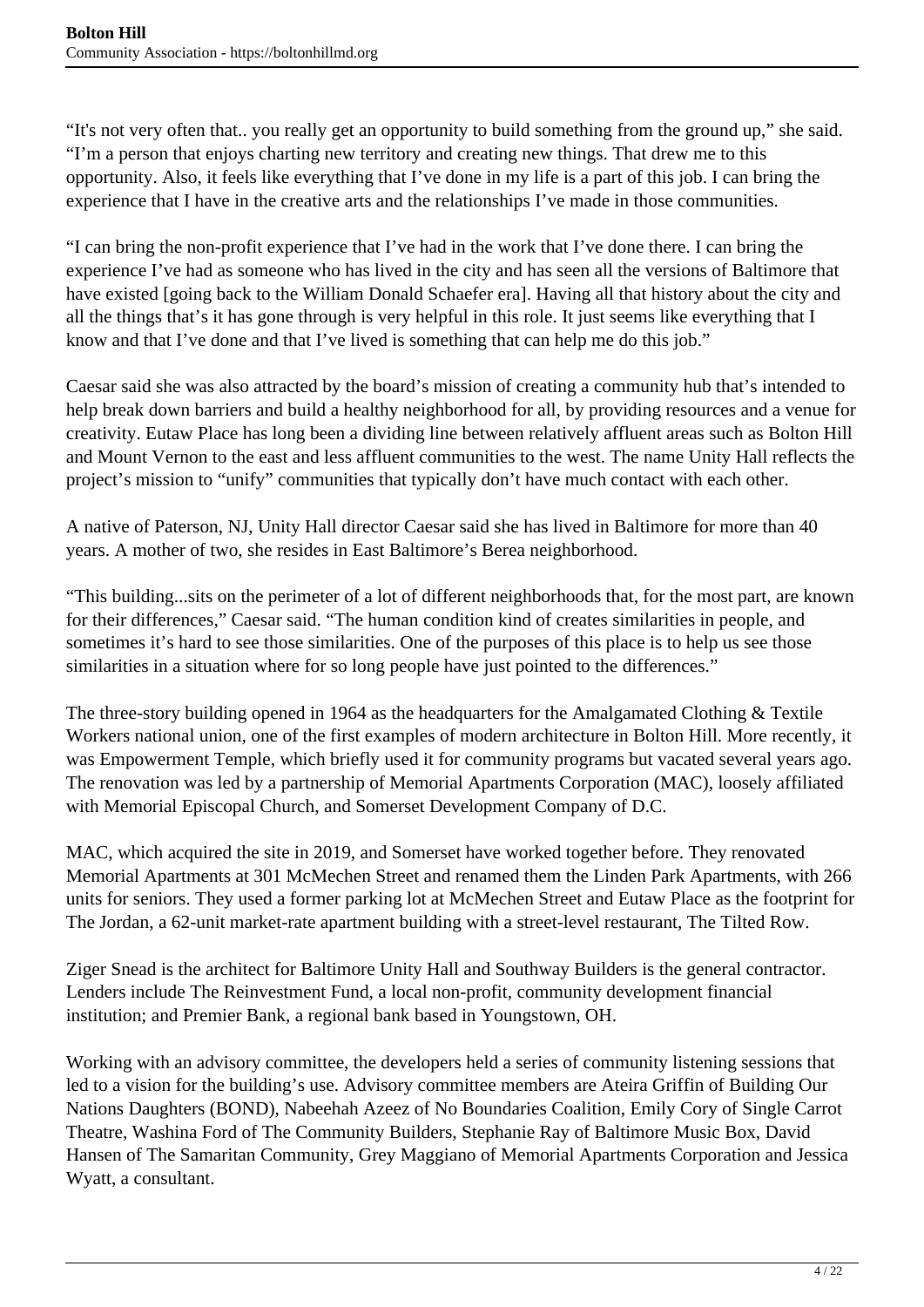“It's not very often that.. you really get an opportunity to build something from the ground up,” she said. “I’m a person that enjoys charting new territory and creating new things. That drew me to this opportunity. Also, it feels like everything that I’ve done in my life is a part of this job. I can bring the experience that I have in the creative arts and the relationships I’ve made in those communities.

“I can bring the non-profit experience that I’ve had in the work that I’ve done there. I can bring the experience I’ve had as someone who has lived in the city and has seen all the versions of Baltimore that have existed [going back to the William Donald Schaefer era]. Having all that history about the city and all the things that’s it has gone through is very helpful in this role. It just seems like everything that I know and that I’ve done and that I’ve lived is something that can help me do this job.”

Caesar said she was also attracted by the board’s mission of creating a community hub that’s intended to help break down barriers and build a healthy neighborhood for all, by providing resources and a venue for creativity. Eutaw Place has long been a dividing line between relatively affluent areas such as Bolton Hill and Mount Vernon to the east and less affluent communities to the west. The name Unity Hall reflects the project’s mission to “unify” communities that typically don’t have much contact with each other.

A native of Paterson, NJ, Unity Hall director Caesar said she has lived in Baltimore for more than 40 years. A mother of two, she resides in East Baltimore’s Berea neighborhood.

“This building...sits on the perimeter of a lot of different neighborhoods that, for the most part, are known for their differences,” Caesar said. “The human condition kind of creates similarities in people, and sometimes it’s hard to see those similarities. One of the purposes of this place is to help us see those similarities in a situation where for so long people have just pointed to the differences.”

The three-story building opened in 1964 as the headquarters for the Amalgamated Clothing & Textile Workers national union, one of the first examples of modern architecture in Bolton Hill. More recently, it was Empowerment Temple, which briefly used it for community programs but vacated several years ago. The renovation was led by a partnership of Memorial Apartments Corporation (MAC), loosely affiliated with Memorial Episcopal Church, and Somerset Development Company of D.C.

MAC, which acquired the site in 2019, and Somerset have worked together before. They renovated Memorial Apartments at 301 McMechen Street and renamed them the Linden Park Apartments, with 266 units for seniors. They used a former parking lot at McMechen Street and Eutaw Place as the footprint for The Jordan, a 62-unit market-rate apartment building with a street-level restaurant, The Tilted Row.

Ziger Snead is the architect for Baltimore Unity Hall and Southway Builders is the general contractor. Lenders include The Reinvestment Fund, a local non-profit, community development financial institution; and Premier Bank, a regional bank based in Youngstown, OH.

Working with an advisory committee, the developers held a series of community listening sessions that led to a vision for the building’s use. Advisory committee members are Ateira Griffin of Building Our Nations Daughters (BOND), Nabeehah Azeez of No Boundaries Coalition, Emily Cory of Single Carrot Theatre, Washina Ford of The Community Builders, Stephanie Ray of Baltimore Music Box, David Hansen of The Samaritan Community, Grey Maggiano of Memorial Apartments Corporation and Jessica Wyatt, a consultant.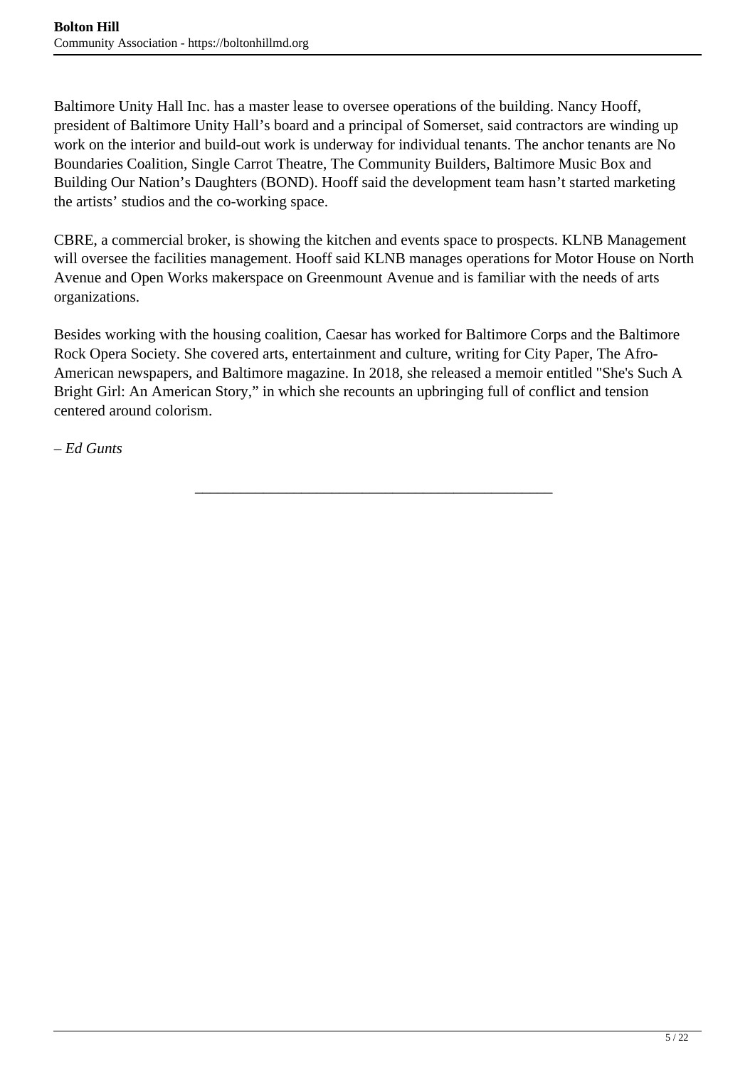Baltimore Unity Hall Inc. has a master lease to oversee operations of the building. Nancy Hooff, president of Baltimore Unity Hall's board and a principal of Somerset, said contractors are winding up work on the interior and build-out work is underway for individual tenants. The anchor tenants are No Boundaries Coalition, Single Carrot Theatre, The Community Builders, Baltimore Music Box and Building Our Nation's Daughters (BOND). Hooff said the development team hasn't started marketing the artists' studios and the co-working space.

CBRE, a commercial broker, is showing the kitchen and events space to prospects. KLNB Management will oversee the facilities management. Hooff said KLNB manages operations for Motor House on North Avenue and Open Works makerspace on Greenmount Avenue and is familiar with the needs of arts organizations.

Besides working with the housing coalition, Caesar has worked for Baltimore Corps and the Baltimore Rock Opera Society. She covered arts, entertainment and culture, writing for City Paper, The Afro-American newspapers, and Baltimore magazine. In 2018, she released a memoir entitled "She's Such A Bright Girl: An American Story," in which she recounts an upbringing full of conflict and tension centered around colorism.

*– Ed Gunts*

---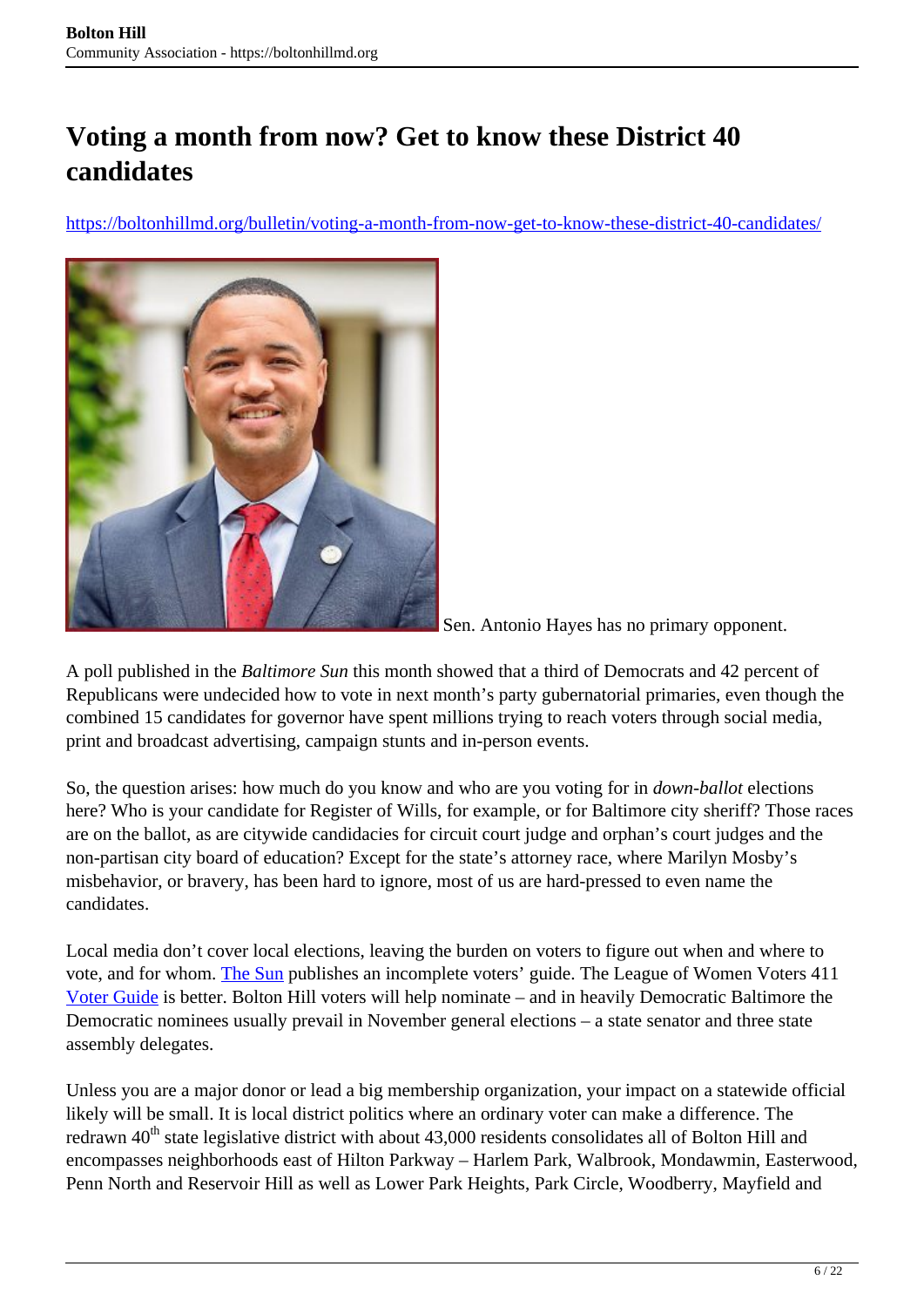# Voting a month from now? Get to know these District 40 candidates

https://boltonhillmd.org/bulletin/voting-a-month-from-now-get-to-know-these-district-40-candidates/

Sen. Antonio Hayes has no primary opponent.

A poll published in the *Baltimore Sun* this month showed that a third of Democrats and 42 percent of Republicans were undecided how to vote in next month's party gubernatorial primaries, even though the combined 15 candidates for governor have spent millions trying to reach voters through social media, print and broadcast advertising, campaign stunts and in-person events.

So, the question arises: how much do you know and who are you voting for in *down-ballot* elections here? Who is your candidate for Register of Wills, for example, or for Baltimore city sheriff? Those races are on the ballot, as are citywide candidacies for circuit court judge and orphan's court judges and the non-partisan city board of education? Except for the state's attorney race, where Marilyn Mosby's misbehavior, or bravery, has been hard to ignore, most of us are hard-pressed to even name the candidates.

Local media don't cover local elections, leaving the burden on voters to figure out when and where to vote, and for whom. The Sun publishes an incomplete voters' guide. The League of Women Voters 411 Voter Guide is better. Bolton Hill voters will help nominate – and in heavily Democratic Baltimore the Democratic nominees usually prevail in November general elections – a state senator and three state assembly delegates.

Unless you are a major donor or lead a big membership organization, your impact on a statewide official likely will be small. It is local district politics where an ordinary voter can make a difference. The redrawn 40th state legislative district with about 43,000 residents consolidates all of Bolton Hill and encompasses neighborhoods east of Hilton Parkway – Harlem Park, Walbrook, Mondawmin, Easterwood, Penn North and Reservoir Hill as well as Lower Park Heights, Park Circle, Woodberry, Mayfield and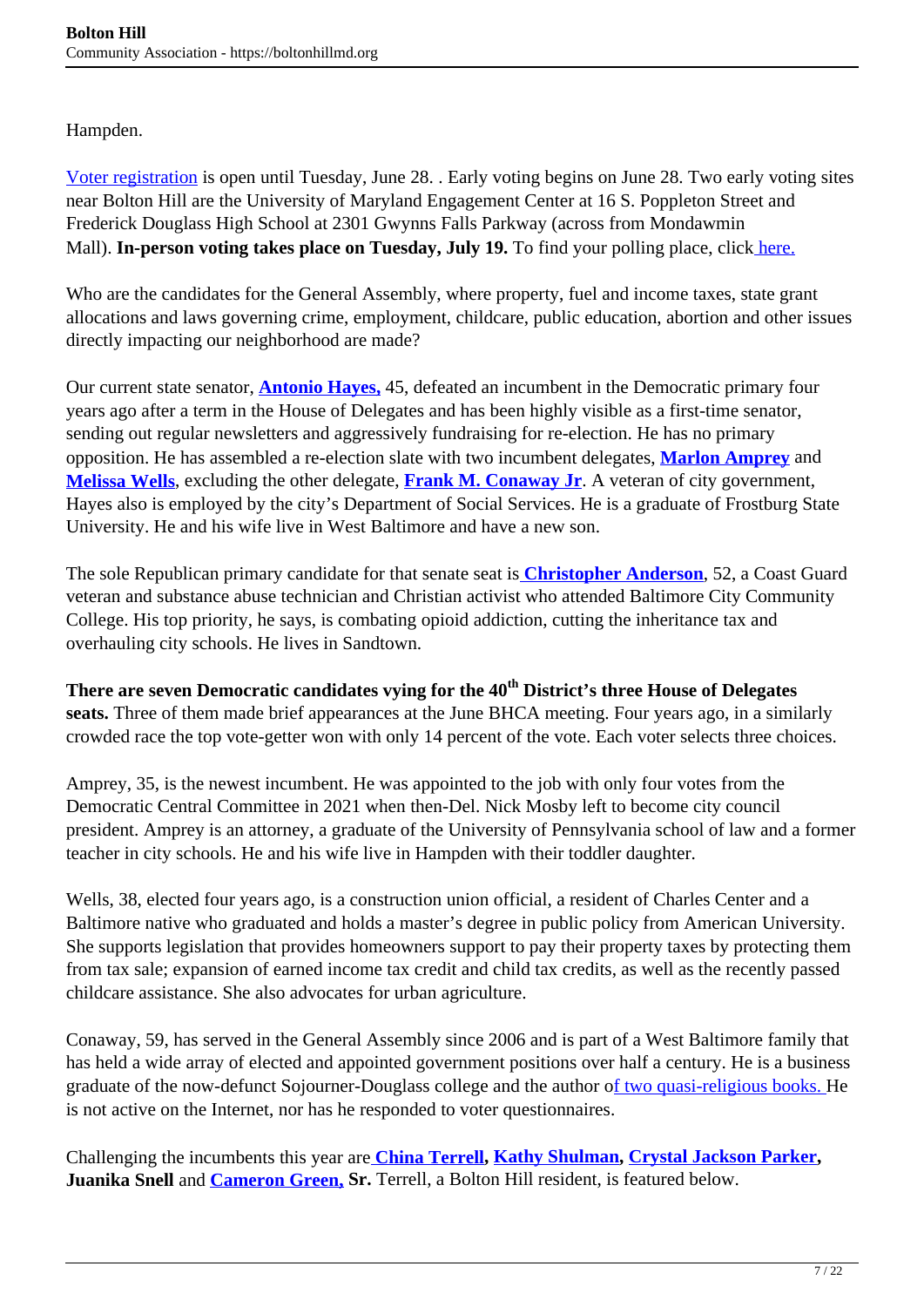Hampden.

Voter registration is open until Tuesday, June 28. . Early voting begins on June 28. Two early voting sites near Bolton Hill are the University of Maryland Engagement Center at 16 S. Poppleton Street and Frederick Douglass High School at 2301 Gwynns Falls Parkway (across from Mondawmin Mall). **In-person voting takes place on Tuesday, July 19.** To find your polling place, click here.

Who are the candidates for the General Assembly, where property, fuel and income taxes, state grant allocations and laws governing crime, employment, childcare, public education, abortion and other issues directly impacting our neighborhood are made?

Our current state senator, **Antonio Hayes,** 45, defeated an incumbent in the Democratic primary four years ago after a term in the House of Delegates and has been highly visible as a first-time senator, sending out regular newsletters and aggressively fundraising for re-election. He has no primary opposition. He has assembled a re-election slate with two incumbent delegates, **Marlon Amprey** and **Melissa Wells**, excluding the other delegate, **Frank M. Conaway Jr**. A veteran of city government, Hayes also is employed by the city's Department of Social Services. He is a graduate of Frostburg State University. He and his wife live in West Baltimore and have a new son.

The sole Republican primary candidate for that senate seat is **Christopher Anderson**, 52, a Coast Guard veteran and substance abuse technician and Christian activist who attended Baltimore City Community College. His top priority, he says, is combating opioid addiction, cutting the inheritance tax and overhauling city schools. He lives in Sandtown.

**There are seven Democratic candidates vying for the 40th District's three House of Delegates seats.** Three of them made brief appearances at the June BHCA meeting. Four years ago, in a similarly crowded race the top vote-getter won with only 14 percent of the vote. Each voter selects three choices.

Amprey, 35, is the newest incumbent. He was appointed to the job with only four votes from the Democratic Central Committee in 2021 when then-Del. Nick Mosby left to become city council president. Amprey is an attorney, a graduate of the University of Pennsylvania school of law and a former teacher in city schools. He and his wife live in Hampden with their toddler daughter.

Wells, 38, elected four years ago, is a construction union official, a resident of Charles Center and a Baltimore native who graduated and holds a master's degree in public policy from American University. She supports legislation that provides homeowners support to pay their property taxes by protecting them from tax sale; expansion of earned income tax credit and child tax credits, as well as the recently passed childcare assistance. She also advocates for urban agriculture.

Conaway, 59, has served in the General Assembly since 2006 and is part of a West Baltimore family that has held a wide array of elected and appointed government positions over half a century. He is a business graduate of the now-defunct Sojourner-Douglass college and the author of two quasi-religious books. He is not active on the Internet, nor has he responded to voter questionnaires.

Challenging the incumbents this year are **China Terrell, Kathy Shulman, Crystal Jackson Parker, Juanika Snell** and **Cameron Green, Sr.** Terrell, a Bolton Hill resident, is featured below.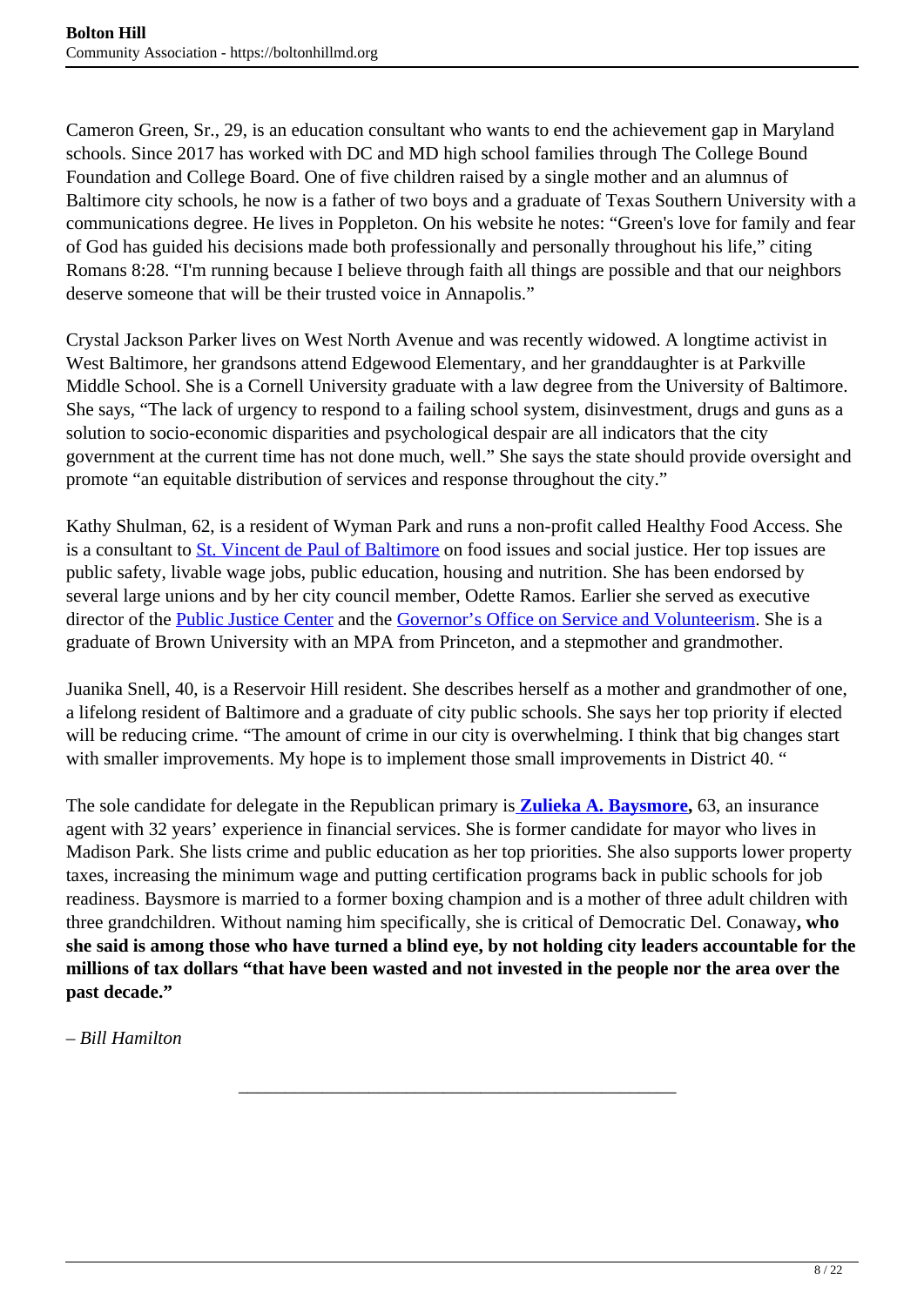Cameron Green, Sr., 29, is an education consultant who wants to end the achievement gap in Maryland schools. Since 2017 has worked with DC and MD high school families through The College Bound Foundation and College Board. One of five children raised by a single mother and an alumnus of Baltimore city schools, he now is a father of two boys and a graduate of Texas Southern University with a communications degree. He lives in Poppleton. On his website he notes: "Green's love for family and fear of God has guided his decisions made both professionally and personally throughout his life," citing Romans 8:28. "I'm running because I believe through faith all things are possible and that our neighbors deserve someone that will be their trusted voice in Annapolis."

Crystal Jackson Parker lives on West North Avenue and was recently widowed. A longtime activist in West Baltimore, her grandsons attend Edgewood Elementary, and her granddaughter is at Parkville Middle School. She is a Cornell University graduate with a law degree from the University of Baltimore. She says, "The lack of urgency to respond to a failing school system, disinvestment, drugs and guns as a solution to socio-economic disparities and psychological despair are all indicators that the city government at the current time has not done much, well." She says the state should provide oversight and promote "an equitable distribution of services and response throughout the city."

Kathy Shulman, 62, is a resident of Wyman Park and runs a non-profit called Healthy Food Access. She is a consultant to St. Vincent de Paul of Baltimore on food issues and social justice. Her top issues are public safety, livable wage jobs, public education, housing and nutrition. She has been endorsed by several large unions and by her city council member, Odette Ramos. Earlier she served as executive director of the Public Justice Center and the Governor's Office on Service and Volunteerism. She is a graduate of Brown University with an MPA from Princeton, and a stepmother and grandmother.

Juanika Snell, 40, is a Reservoir Hill resident. She describes herself as a mother and grandmother of one, a lifelong resident of Baltimore and a graduate of city public schools. She says her top priority if elected will be reducing crime. "The amount of crime in our city is overwhelming. I think that big changes start with smaller improvements. My hope is to implement those small improvements in District 40. "

The sole candidate for delegate in the Republican primary is **Zulieka A. Baysmore,** 63, an insurance agent with 32 years' experience in financial services. She is former candidate for mayor who lives in Madison Park. She lists crime and public education as her top priorities. She also supports lower property taxes, increasing the minimum wage and putting certification programs back in public schools for job readiness. Baysmore is married to a former boxing champion and is a mother of three adult children with three grandchildren. Without naming him specifically, she is critical of Democratic Del. Conaway**, who she said is among those who have turned a blind eye, by not holding city leaders accountable for the millions of tax dollars "that have been wasted and not invested in the people nor the area over the past decade."**

*– Bill Hamilton*

---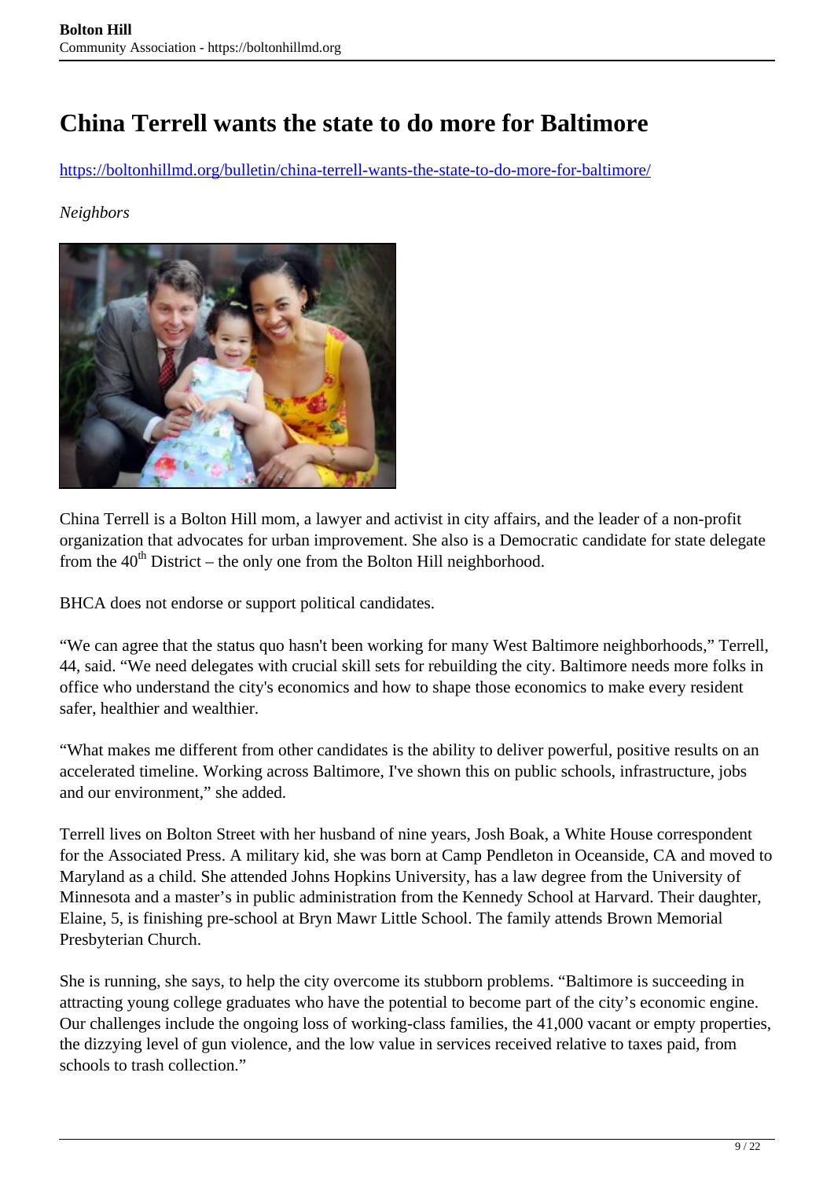# China Terrell wants the state to do more for Baltimore

https://boltonhillmd.org/bulletin/china-terrell-wants-the-state-to-do-more-for-baltimore/

*Neighbors*

China Terrell is a Bolton Hill mom, a lawyer and activist in city affairs, and the leader of a non-profit organization that advocates for urban improvement. She also is a Democratic candidate for state delegate from the 40th District – the only one from the Bolton Hill neighborhood.

BHCA does not endorse or support political candidates.

"We can agree that the status quo hasn't been working for many West Baltimore neighborhoods," Terrell, 44, said. "We need delegates with crucial skill sets for rebuilding the city. Baltimore needs more folks in office who understand the city's economics and how to shape those economics to make every resident safer, healthier and wealthier.

"What makes me different from other candidates is the ability to deliver powerful, positive results on an accelerated timeline. Working across Baltimore, I've shown this on public schools, infrastructure, jobs and our environment," she added.

Terrell lives on Bolton Street with her husband of nine years, Josh Boak, a White House correspondent for the Associated Press. A military kid, she was born at Camp Pendleton in Oceanside, CA and moved to Maryland as a child. She attended Johns Hopkins University, has a law degree from the University of Minnesota and a master's in public administration from the Kennedy School at Harvard. Their daughter, Elaine, 5, is finishing pre-school at Bryn Mawr Little School. The family attends Brown Memorial Presbyterian Church.

She is running, she says, to help the city overcome its stubborn problems. "Baltimore is succeeding in attracting young college graduates who have the potential to become part of the city's economic engine. Our challenges include the ongoing loss of working-class families, the 41,000 vacant or empty properties, the dizzying level of gun violence, and the low value in services received relative to taxes paid, from schools to trash collection."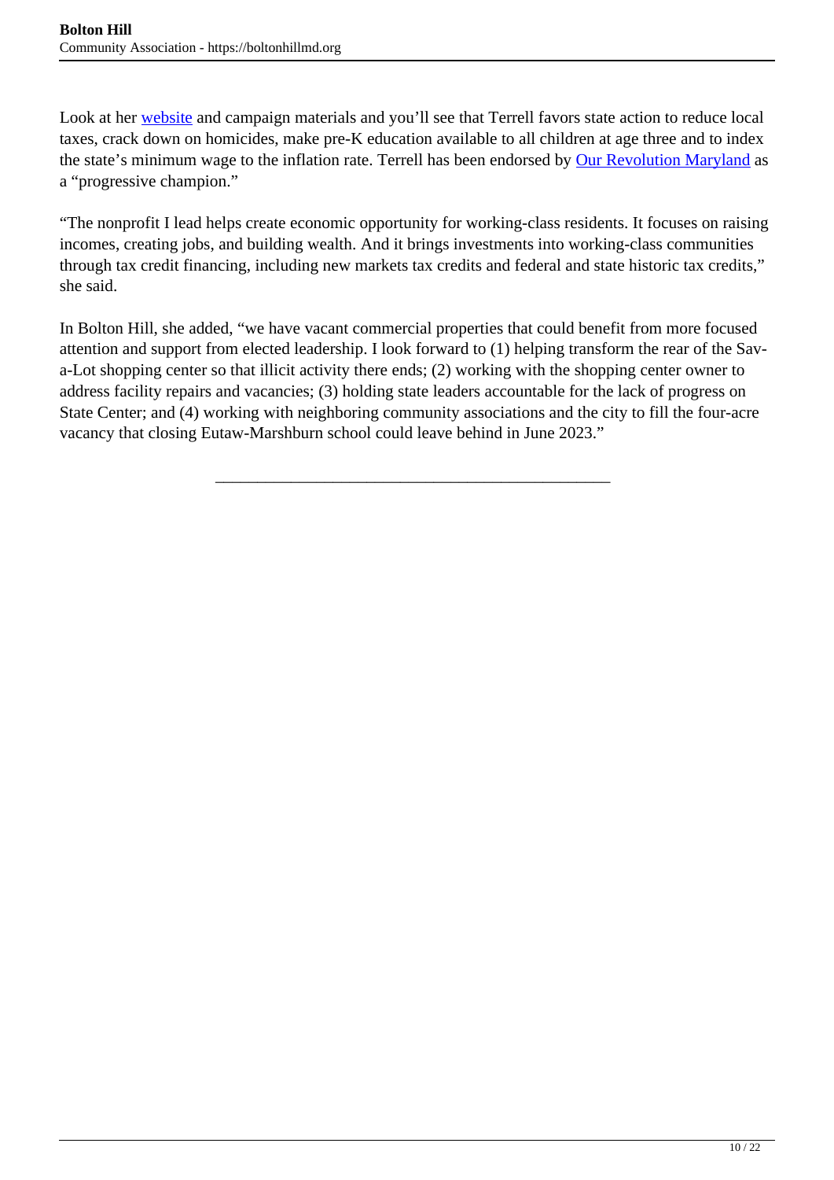Look at her website and campaign materials and you'll see that Terrell favors state action to reduce local taxes, crack down on homicides, make pre-K education available to all children at age three and to index the state's minimum wage to the inflation rate. Terrell has been endorsed by Our Revolution Maryland as a "progressive champion."

"The nonprofit I lead helps create economic opportunity for working-class residents. It focuses on raising incomes, creating jobs, and building wealth. And it brings investments into working-class communities through tax credit financing, including new markets tax credits and federal and state historic tax credits," she said.

In Bolton Hill, she added, "we have vacant commercial properties that could benefit from more focused attention and support from elected leadership. I look forward to (1) helping transform the rear of the Sav-a-Lot shopping center so that illicit activity there ends; (2) working with the shopping center owner to address facility repairs and vacancies; (3) holding state leaders accountable for the lack of progress on State Center; and (4) working with neighboring community associations and the city to fill the four-acre vacancy that closing Eutaw-Marshburn school could leave behind in June 2023."

---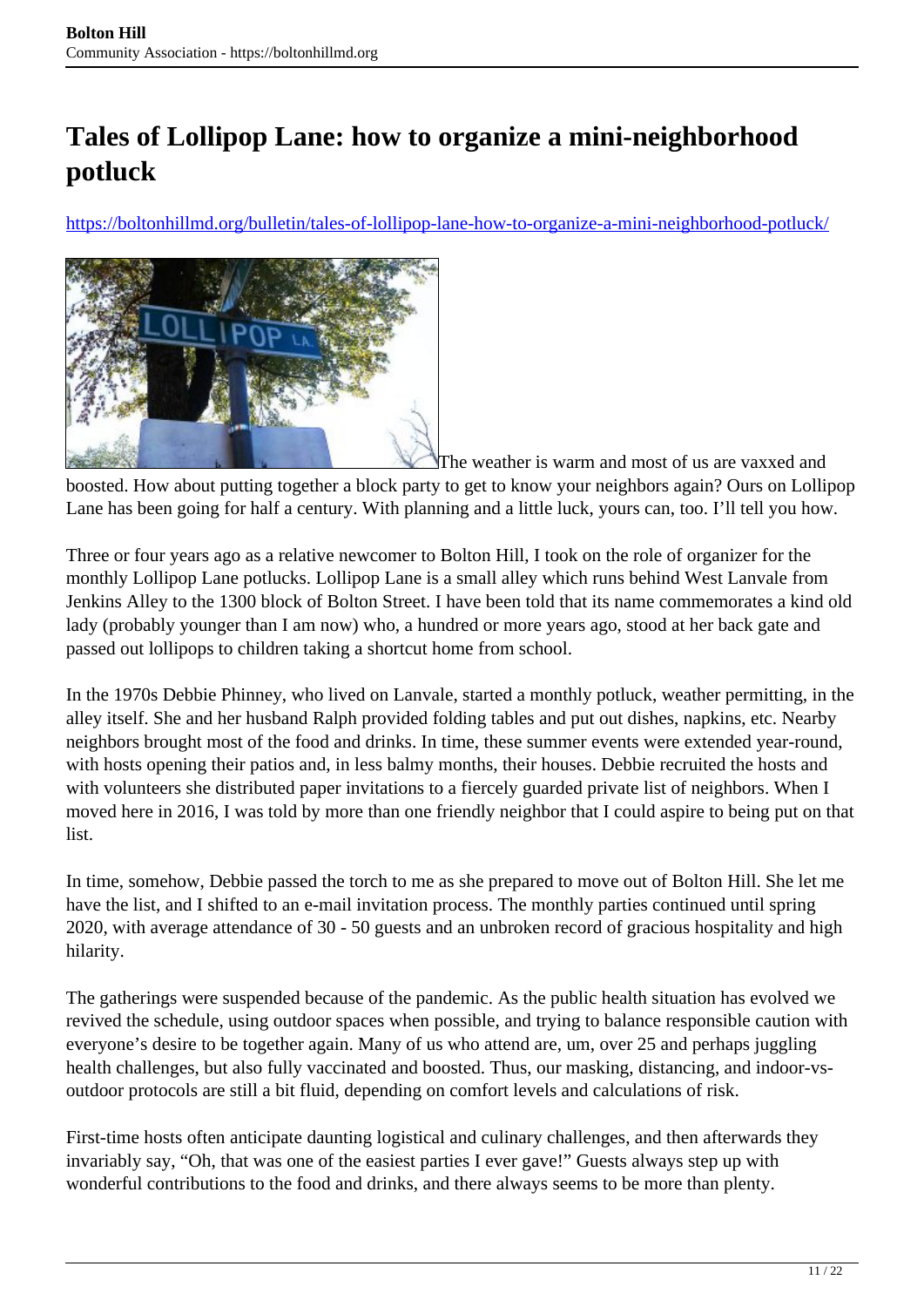# Tales of Lollipop Lane: how to organize a mini-neighborhood potluck

https://boltonhillmd.org/bulletin/tales-of-lollipop-lane-how-to-organize-a-mini-neighborhood-potluck/

The weather is warm and most of us are vaxxed and boosted. How about putting together a block party to get to know your neighbors again? Ours on Lollipop Lane has been going for half a century. With planning and a little luck, yours can, too. I'll tell you how.

Three or four years ago as a relative newcomer to Bolton Hill, I took on the role of organizer for the monthly Lollipop Lane potlucks. Lollipop Lane is a small alley which runs behind West Lanvale from Jenkins Alley to the 1300 block of Bolton Street. I have been told that its name commemorates a kind old lady (probably younger than I am now) who, a hundred or more years ago, stood at her back gate and passed out lollipops to children taking a shortcut home from school.

In the 1970s Debbie Phinney, who lived on Lanvale, started a monthly potluck, weather permitting, in the alley itself. She and her husband Ralph provided folding tables and put out dishes, napkins, etc. Nearby neighbors brought most of the food and drinks. In time, these summer events were extended year-round, with hosts opening their patios and, in less balmy months, their houses. Debbie recruited the hosts and with volunteers she distributed paper invitations to a fiercely guarded private list of neighbors. When I moved here in 2016, I was told by more than one friendly neighbor that I could aspire to being put on that list.

In time, somehow, Debbie passed the torch to me as she prepared to move out of Bolton Hill. She let me have the list, and I shifted to an e-mail invitation process. The monthly parties continued until spring 2020, with average attendance of 30 - 50 guests and an unbroken record of gracious hospitality and high hilarity.

The gatherings were suspended because of the pandemic. As the public health situation has evolved we revived the schedule, using outdoor spaces when possible, and trying to balance responsible caution with everyone's desire to be together again. Many of us who attend are, um, over 25 and perhaps juggling health challenges, but also fully vaccinated and boosted. Thus, our masking, distancing, and indoor-vs-outdoor protocols are still a bit fluid, depending on comfort levels and calculations of risk.

First-time hosts often anticipate daunting logistical and culinary challenges, and then afterwards they invariably say, "Oh, that was one of the easiest parties I ever gave!" Guests always step up with wonderful contributions to the food and drinks, and there always seems to be more than plenty.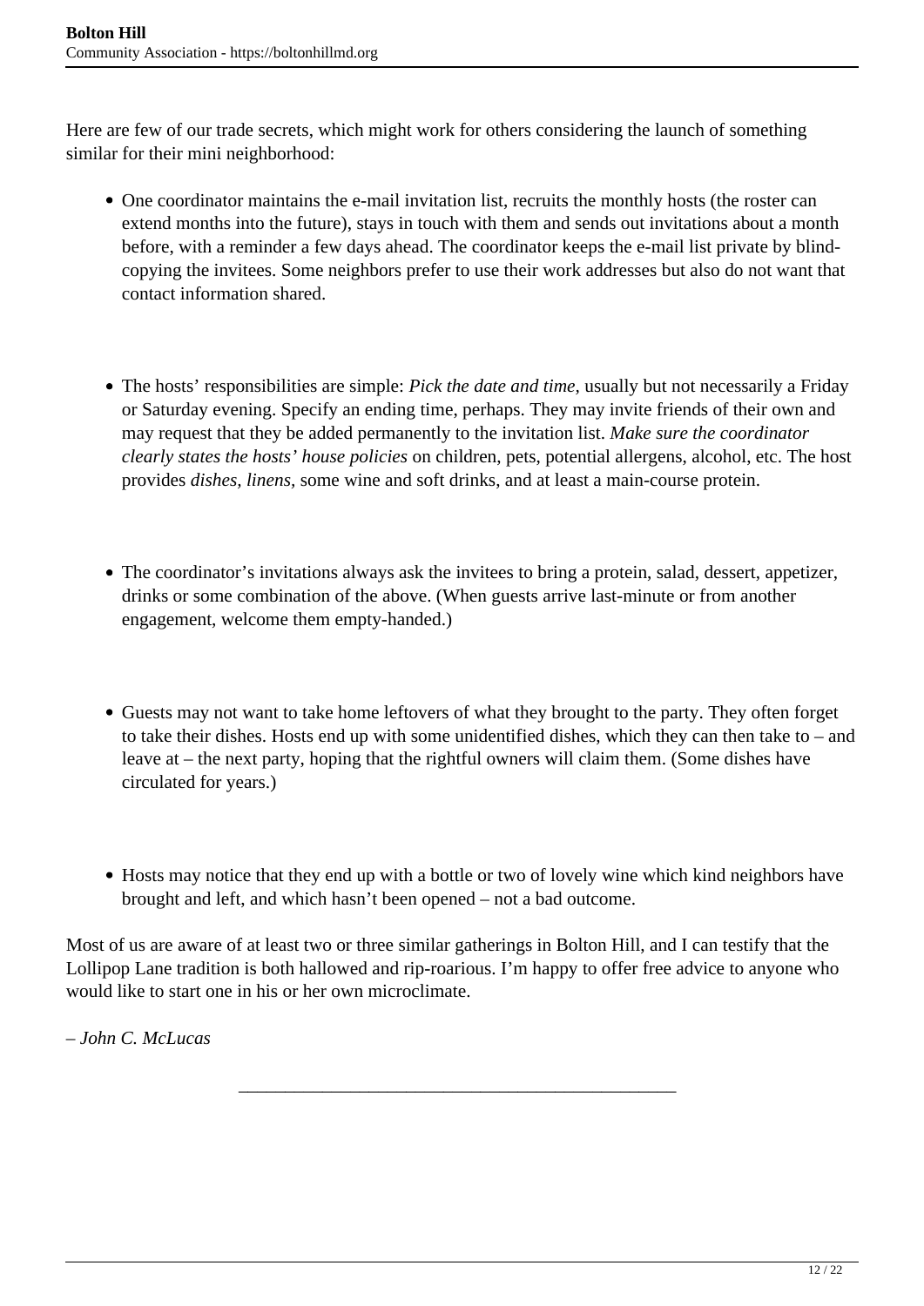Here are few of our trade secrets, which might work for others considering the launch of something similar for their mini neighborhood:

- One coordinator maintains the e-mail invitation list, recruits the monthly hosts (the roster can extend months into the future), stays in touch with them and sends out invitations about a month before, with a reminder a few days ahead. The coordinator keeps the e-mail list private by blind-copying the invitees. Some neighbors prefer to use their work addresses but also do not want that contact information shared.

- The hosts' responsibilities are simple: *Pick the date and time*, usually but not necessarily a Friday or Saturday evening. Specify an ending time, perhaps. They may invite friends of their own and may request that they be added permanently to the invitation list. *Make sure the coordinator clearly states the hosts' house policies* on children, pets, potential allergens, alcohol, etc. The host provides *dishes*, *linens*, some wine and soft drinks, and at least a main-course protein.

- The coordinator's invitations always ask the invitees to bring a protein, salad, dessert, appetizer, drinks or some combination of the above. (When guests arrive last-minute or from another engagement, welcome them empty-handed.)

- Guests may not want to take home leftovers of what they brought to the party. They often forget to take their dishes. Hosts end up with some unidentified dishes, which they can then take to – and leave at – the next party, hoping that the rightful owners will claim them. (Some dishes have circulated for years.)

- Hosts may notice that they end up with a bottle or two of lovely wine which kind neighbors have brought and left, and which hasn't been opened – not a bad outcome.

Most of us are aware of at least two or three similar gatherings in Bolton Hill, and I can testify that the Lollipop Lane tradition is both hallowed and rip-roarious. I'm happy to offer free advice to anyone who would like to start one in his or her own microclimate.

*– John C. McLucas*

---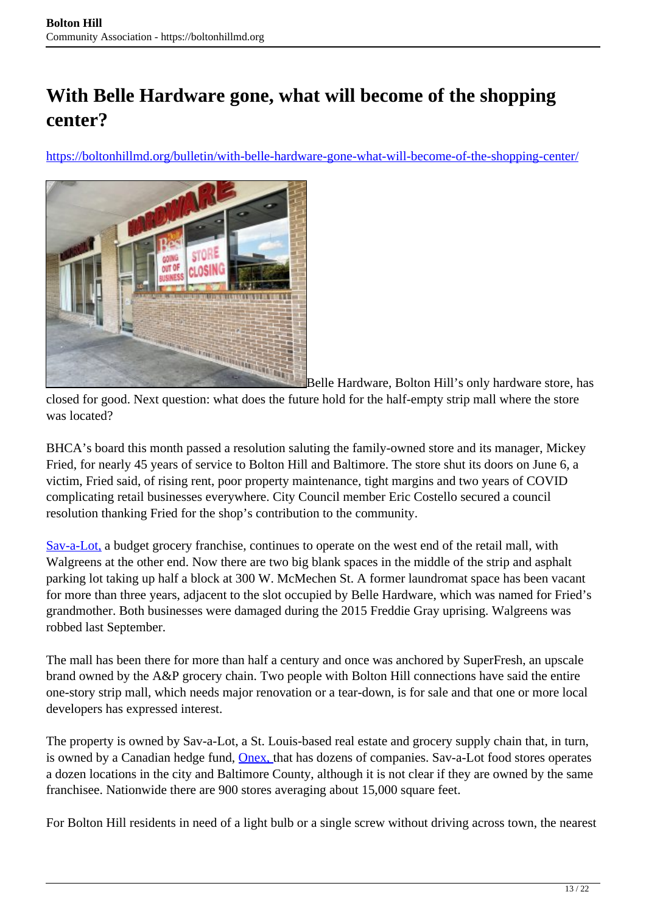# With Belle Hardware gone, what will become of the shopping center?

https://boltonhillmd.org/bulletin/with-belle-hardware-gone-what-will-become-of-the-shopping-center/

Belle Hardware, Bolton Hill's only hardware store, has closed for good. Next question: what does the future hold for the half-empty strip mall where the store was located?

BHCA's board this month passed a resolution saluting the family-owned store and its manager, Mickey Fried, for nearly 45 years of service to Bolton Hill and Baltimore. The store shut its doors on June 6, a victim, Fried said, of rising rent, poor property maintenance, tight margins and two years of COVID complicating retail businesses everywhere. City Council member Eric Costello secured a council resolution thanking Fried for the shop's contribution to the community.

Sav-a-Lot, a budget grocery franchise, continues to operate on the west end of the retail mall, with Walgreens at the other end. Now there are two big blank spaces in the middle of the strip and asphalt parking lot taking up half a block at 300 W. McMechen St. A former laundromat space has been vacant for more than three years, adjacent to the slot occupied by Belle Hardware, which was named for Fried's grandmother. Both businesses were damaged during the 2015 Freddie Gray uprising. Walgreens was robbed last September.

The mall has been there for more than half a century and once was anchored by SuperFresh, an upscale brand owned by the A&P grocery chain. Two people with Bolton Hill connections have said the entire one-story strip mall, which needs major renovation or a tear-down, is for sale and that one or more local developers has expressed interest.

The property is owned by Sav-a-Lot, a St. Louis-based real estate and grocery supply chain that, in turn, is owned by a Canadian hedge fund, Onex, that has dozens of companies. Sav-a-Lot food stores operates a dozen locations in the city and Baltimore County, although it is not clear if they are owned by the same franchisee. Nationwide there are 900 stores averaging about 15,000 square feet.

For Bolton Hill residents in need of a light bulb or a single screw without driving across town, the nearest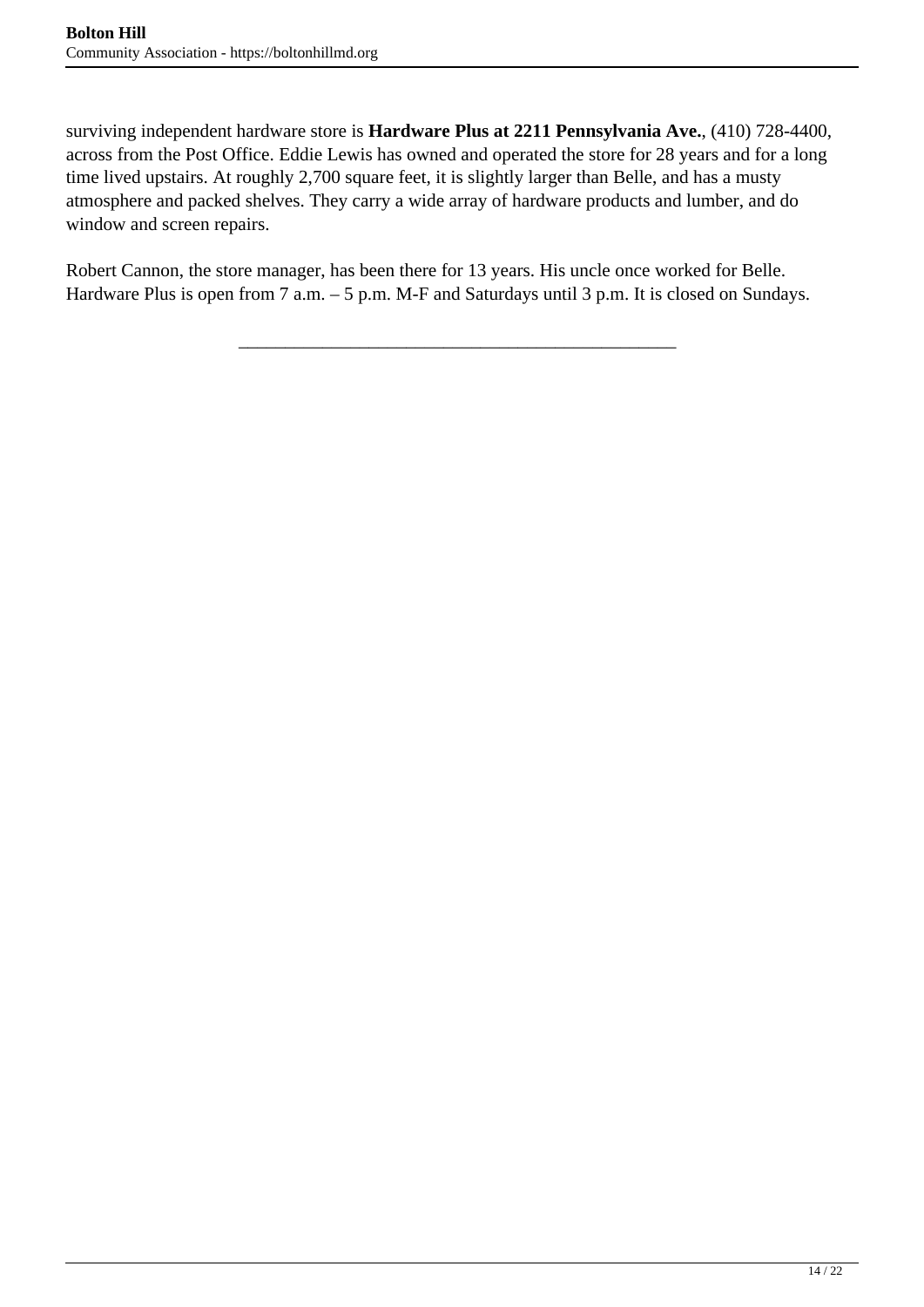surviving independent hardware store is **Hardware Plus at 2211 Pennsylvania Ave.**, (410) 728-4400, across from the Post Office. Eddie Lewis has owned and operated the store for 28 years and for a long time lived upstairs. At roughly 2,700 square feet, it is slightly larger than Belle, and has a musty atmosphere and packed shelves. They carry a wide array of hardware products and lumber, and do window and screen repairs.

Robert Cannon, the store manager, has been there for 13 years. His uncle once worked for Belle. Hardware Plus is open from 7 a.m. – 5 p.m. M-F and Saturdays until 3 p.m. It is closed on Sundays.

---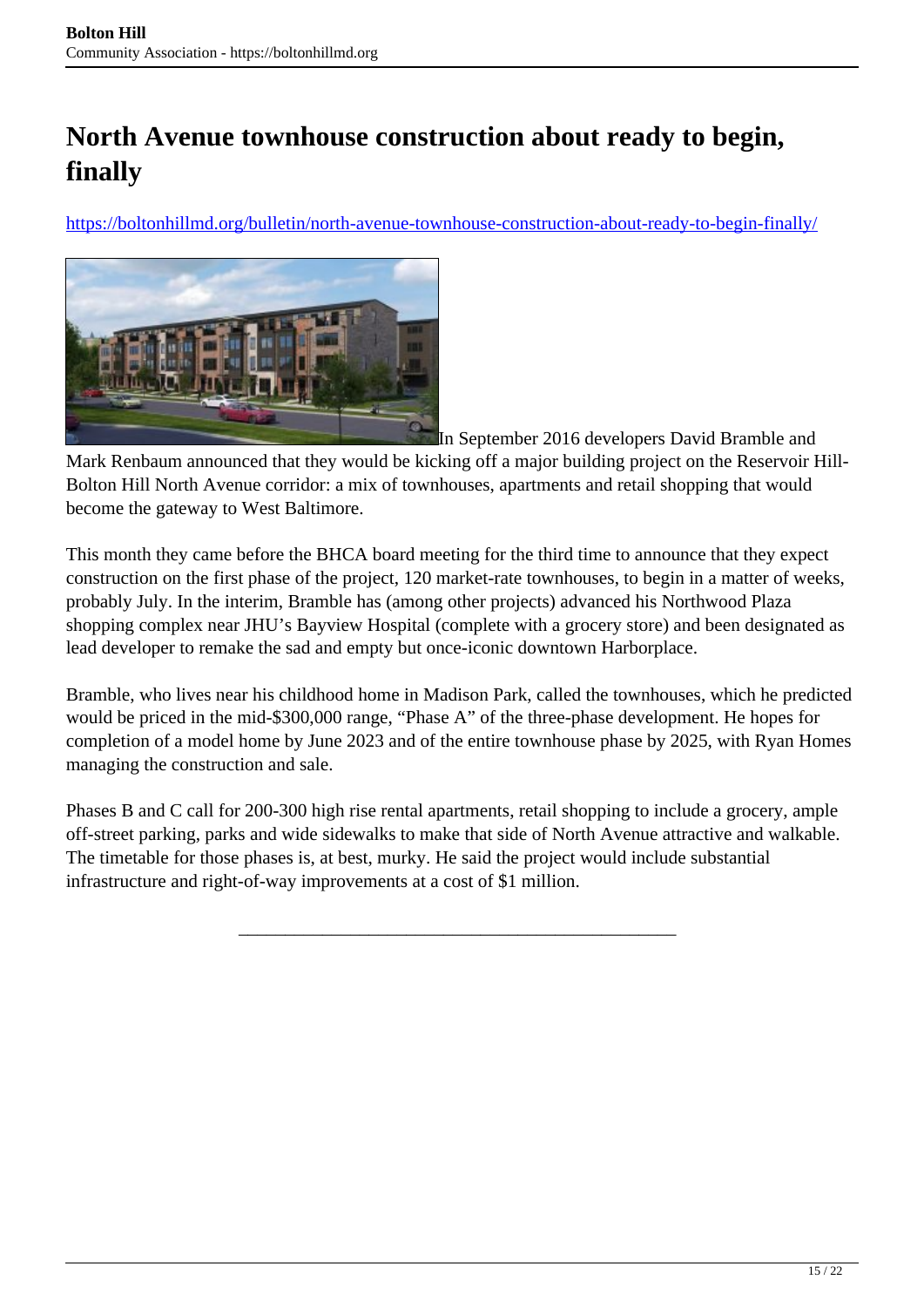# North Avenue townhouse construction about ready to begin, finally

https://boltonhillmd.org/bulletin/north-avenue-townhouse-construction-about-ready-to-begin-finally/

In September 2016 developers David Bramble and Mark Renbaum announced that they would be kicking off a major building project on the Reservoir Hill-Bolton Hill North Avenue corridor: a mix of townhouses, apartments and retail shopping that would become the gateway to West Baltimore.

This month they came before the BHCA board meeting for the third time to announce that they expect construction on the first phase of the project, 120 market-rate townhouses, to begin in a matter of weeks, probably July. In the interim, Bramble has (among other projects) advanced his Northwood Plaza shopping complex near JHU's Bayview Hospital (complete with a grocery store) and been designated as lead developer to remake the sad and empty but once-iconic downtown Harborplace.

Bramble, who lives near his childhood home in Madison Park, called the townhouses, which he predicted would be priced in the mid-$300,000 range, "Phase A" of the three-phase development. He hopes for completion of a model home by June 2023 and of the entire townhouse phase by 2025, with Ryan Homes managing the construction and sale.

Phases B and C call for 200-300 high rise rental apartments, retail shopping to include a grocery, ample off-street parking, parks and wide sidewalks to make that side of North Avenue attractive and walkable. The timetable for those phases is, at best, murky. He said the project would include substantial infrastructure and right-of-way improvements at a cost of $1 million.

---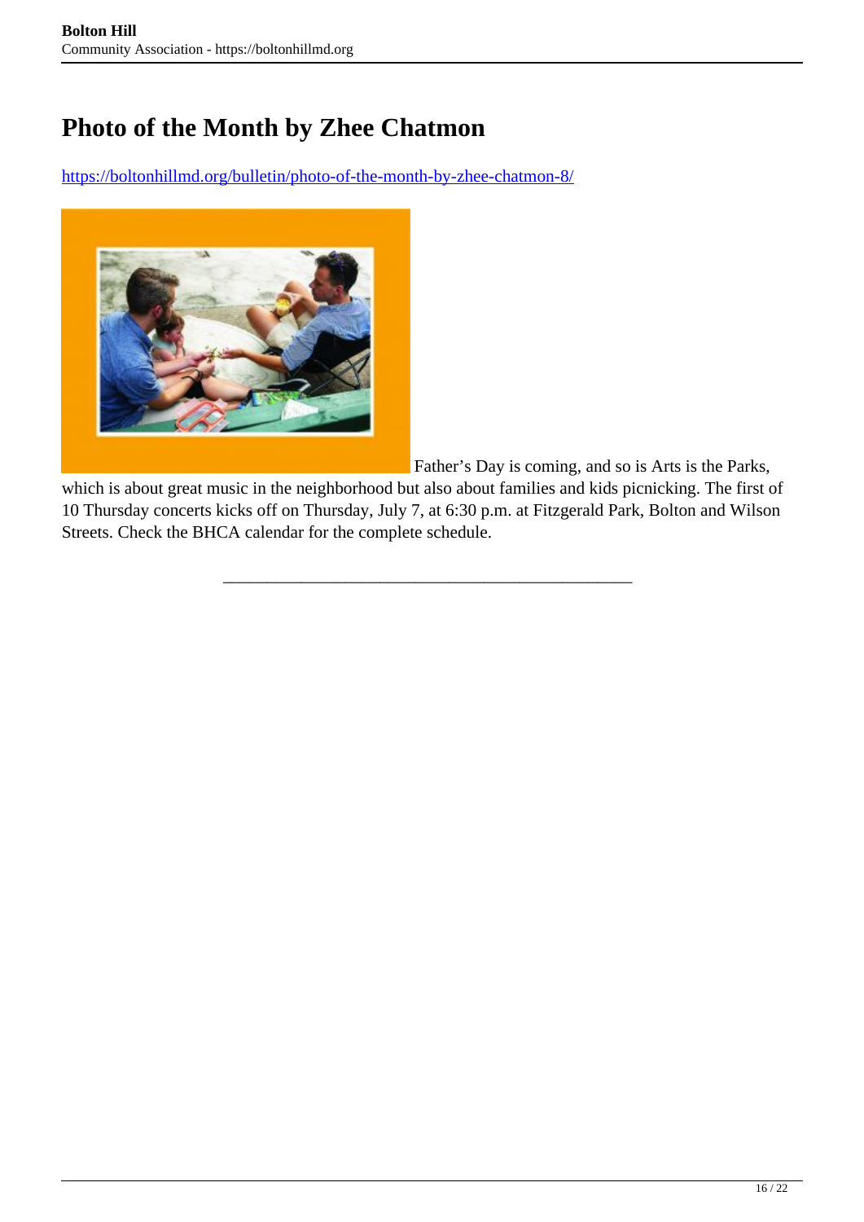# Photo of the Month by Zhee Chatmon

https://boltonhillmd.org/bulletin/photo-of-the-month-by-zhee-chatmon-8/

Father's Day is coming, and so is Arts is the Parks, which is about great music in the neighborhood but also about families and kids picnicking. The first of 10 Thursday concerts kicks off on Thursday, July 7, at 6:30 p.m. at Fitzgerald Park, Bolton and Wilson Streets. Check the BHCA calendar for the complete schedule.

---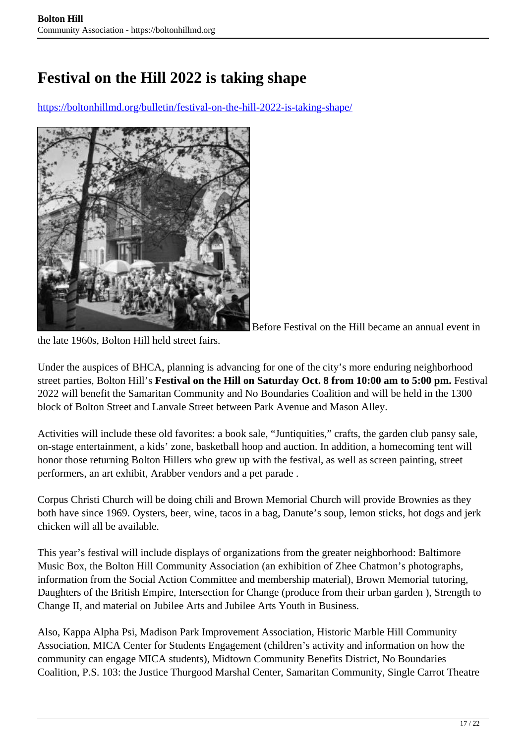# Festival on the Hill 2022 is taking shape

https://boltonhillmd.org/bulletin/festival-on-the-hill-2022-is-taking-shape/

Before Festival on the Hill became an annual event in the late 1960s, Bolton Hill held street fairs.

Under the auspices of BHCA, planning is advancing for one of the city's more enduring neighborhood street parties, Bolton Hill's **Festival on the Hill on Saturday Oct. 8 from 10:00 am to 5:00 pm.** Festival 2022 will benefit the Samaritan Community and No Boundaries Coalition and will be held in the 1300 block of Bolton Street and Lanvale Street between Park Avenue and Mason Alley.

Activities will include these old favorites: a book sale, "Juntiquities," crafts, the garden club pansy sale, on-stage entertainment, a kids' zone, basketball hoop and auction. In addition, a homecoming tent will honor those returning Bolton Hillers who grew up with the festival, as well as screen painting, street performers, an art exhibit, Arabber vendors and a pet parade .

Corpus Christi Church will be doing chili and Brown Memorial Church will provide Brownies as they both have since 1969. Oysters, beer, wine, tacos in a bag, Danute's soup, lemon sticks, hot dogs and jerk chicken will all be available.

This year's festival will include displays of organizations from the greater neighborhood: Baltimore Music Box, the Bolton Hill Community Association (an exhibition of Zhee Chatmon's photographs, information from the Social Action Committee and membership material), Brown Memorial tutoring, Daughters of the British Empire, Intersection for Change (produce from their urban garden ), Strength to Change II, and material on Jubilee Arts and Jubilee Arts Youth in Business.

Also, Kappa Alpha Psi, Madison Park Improvement Association, Historic Marble Hill Community Association, MICA Center for Students Engagement (children's activity and information on how the community can engage MICA students), Midtown Community Benefits District, No Boundaries Coalition, P.S. 103: the Justice Thurgood Marshal Center, Samaritan Community, Single Carrot Theatre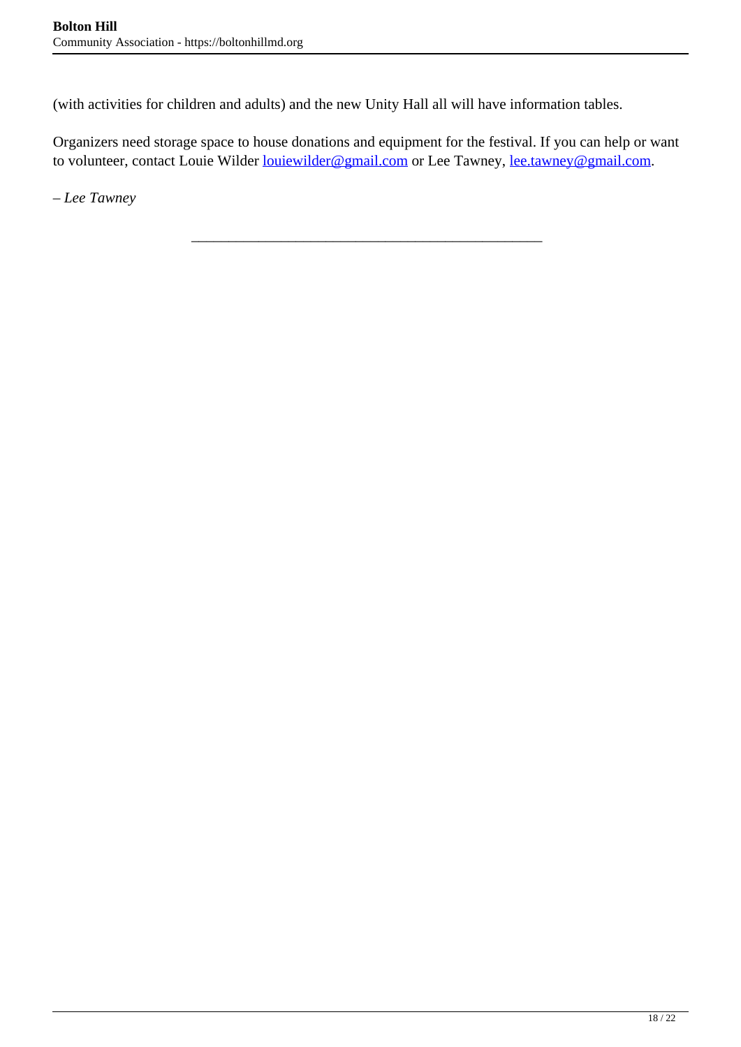(with activities for children and adults) and the new Unity Hall all will have information tables.

Organizers need storage space to house donations and equipment for the festival. If you can help or want to volunteer, contact Louie Wilder louiewilder@gmail.com or Lee Tawney, lee.tawney@gmail.com.

*– Lee Tawney*

---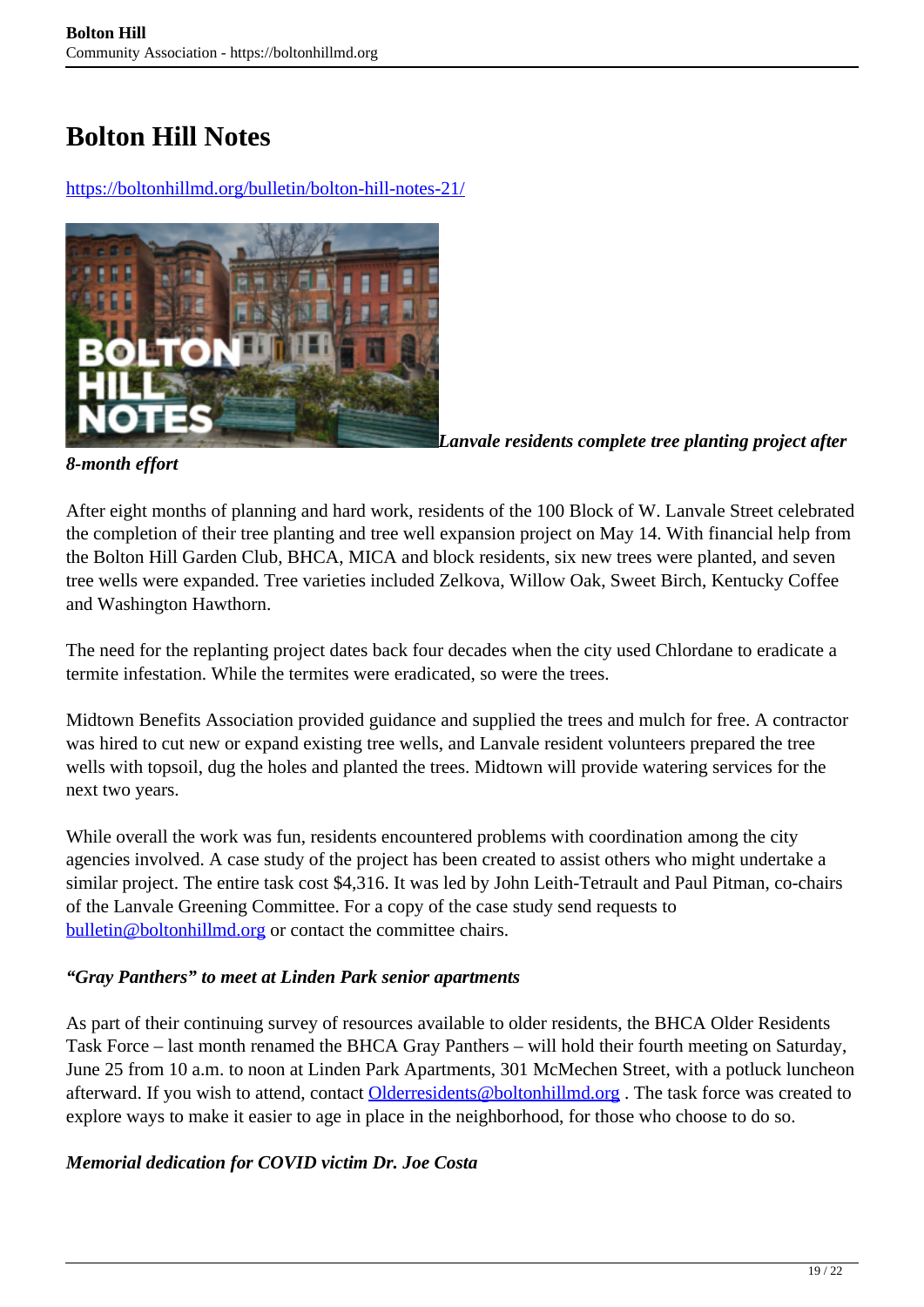# Bolton Hill Notes

https://boltonhillmd.org/bulletin/bolton-hill-notes-21/

***Lanvale residents complete tree planting project after 8-month effort***

After eight months of planning and hard work, residents of the 100 Block of W. Lanvale Street celebrated the completion of their tree planting and tree well expansion project on May 14. With financial help from the Bolton Hill Garden Club, BHCA, MICA and block residents, six new trees were planted, and seven tree wells were expanded. Tree varieties included Zelkova, Willow Oak, Sweet Birch, Kentucky Coffee and Washington Hawthorn.

The need for the replanting project dates back four decades when the city used Chlordane to eradicate a termite infestation. While the termites were eradicated, so were the trees.

Midtown Benefits Association provided guidance and supplied the trees and mulch for free. A contractor was hired to cut new or expand existing tree wells, and Lanvale resident volunteers prepared the tree wells with topsoil, dug the holes and planted the trees. Midtown will provide watering services for the next two years.

While overall the work was fun, residents encountered problems with coordination among the city agencies involved. A case study of the project has been created to assist others who might undertake a similar project. The entire task cost $4,316. It was led by John Leith-Tetrault and Paul Pitman, co-chairs of the Lanvale Greening Committee. For a copy of the case study send requests to bulletin@boltonhillmd.org or contact the committee chairs.

***"Gray Panthers" to meet at Linden Park senior apartments***

As part of their continuing survey of resources available to older residents, the BHCA Older Residents Task Force – last month renamed the BHCA Gray Panthers – will hold their fourth meeting on Saturday, June 25 from 10 a.m. to noon at Linden Park Apartments, 301 McMechen Street, with a potluck luncheon afterward. If you wish to attend, contact Olderresidents@boltonhillmd.org . The task force was created to explore ways to make it easier to age in place in the neighborhood, for those who choose to do so.

***Memorial dedication for COVID victim Dr. Joe Costa***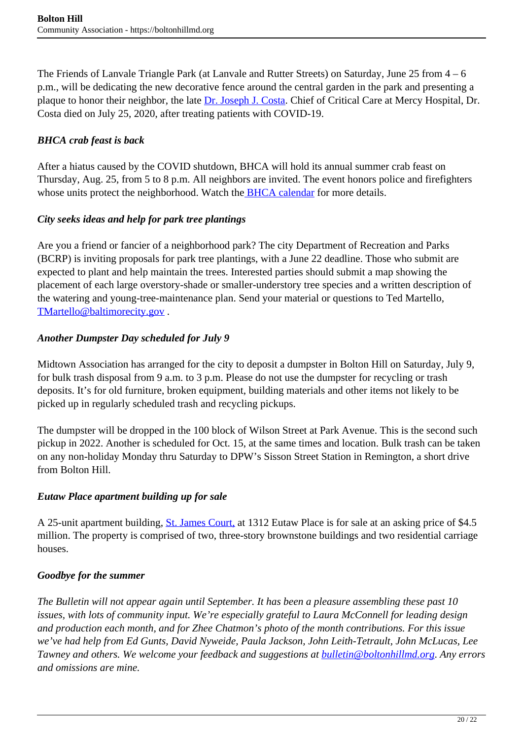The Friends of Lanvale Triangle Park (at Lanvale and Rutter Streets) on Saturday, June 25 from 4 – 6 p.m., will be dedicating the new decorative fence around the central garden in the park and presenting a plaque to honor their neighbor, the late Dr. Joseph J. Costa. Chief of Critical Care at Mercy Hospital, Dr. Costa died on July 25, 2020, after treating patients with COVID-19.

***BHCA crab feast is back***

After a hiatus caused by the COVID shutdown, BHCA will hold its annual summer crab feast on Thursday, Aug. 25, from 5 to 8 p.m. All neighbors are invited. The event honors police and firefighters whose units protect the neighborhood. Watch the BHCA calendar for more details.

***City seeks ideas and help for park tree plantings***

Are you a friend or fancier of a neighborhood park? The city Department of Recreation and Parks (BCRP) is inviting proposals for park tree plantings, with a June 22 deadline. Those who submit are expected to plant and help maintain the trees. Interested parties should submit a map showing the placement of each large overstory-shade or smaller-understory tree species and a written description of the watering and young-tree-maintenance plan. Send your material or questions to Ted Martello, TMartello@baltimorecity.gov .

***Another Dumpster Day scheduled for July 9***

Midtown Association has arranged for the city to deposit a dumpster in Bolton Hill on Saturday, July 9, for bulk trash disposal from 9 a.m. to 3 p.m. Please do not use the dumpster for recycling or trash deposits. It's for old furniture, broken equipment, building materials and other items not likely to be picked up in regularly scheduled trash and recycling pickups.

The dumpster will be dropped in the 100 block of Wilson Street at Park Avenue. This is the second such pickup in 2022. Another is scheduled for Oct. 15, at the same times and location. Bulk trash can be taken on any non-holiday Monday thru Saturday to DPW's Sisson Street Station in Remington, a short drive from Bolton Hill.

***Eutaw Place apartment building up for sale***

A 25-unit apartment building, St. James Court, at 1312 Eutaw Place is for sale at an asking price of $4.5 million. The property is comprised of two, three-story brownstone buildings and two residential carriage houses.

***Goodbye for the summer***

*The Bulletin will not appear again until September. It has been a pleasure assembling these past 10 issues, with lots of community input. We're especially grateful to Laura McConnell for leading design and production each month, and for Zhee Chatmon's photo of the month contributions. For this issue we've had help from Ed Gunts, David Nyweide, Paula Jackson, John Leith-Tetrault, John McLucas, Lee Tawney and others. We welcome your feedback and suggestions at bulletin@boltonhillmd.org. Any errors and omissions are mine.*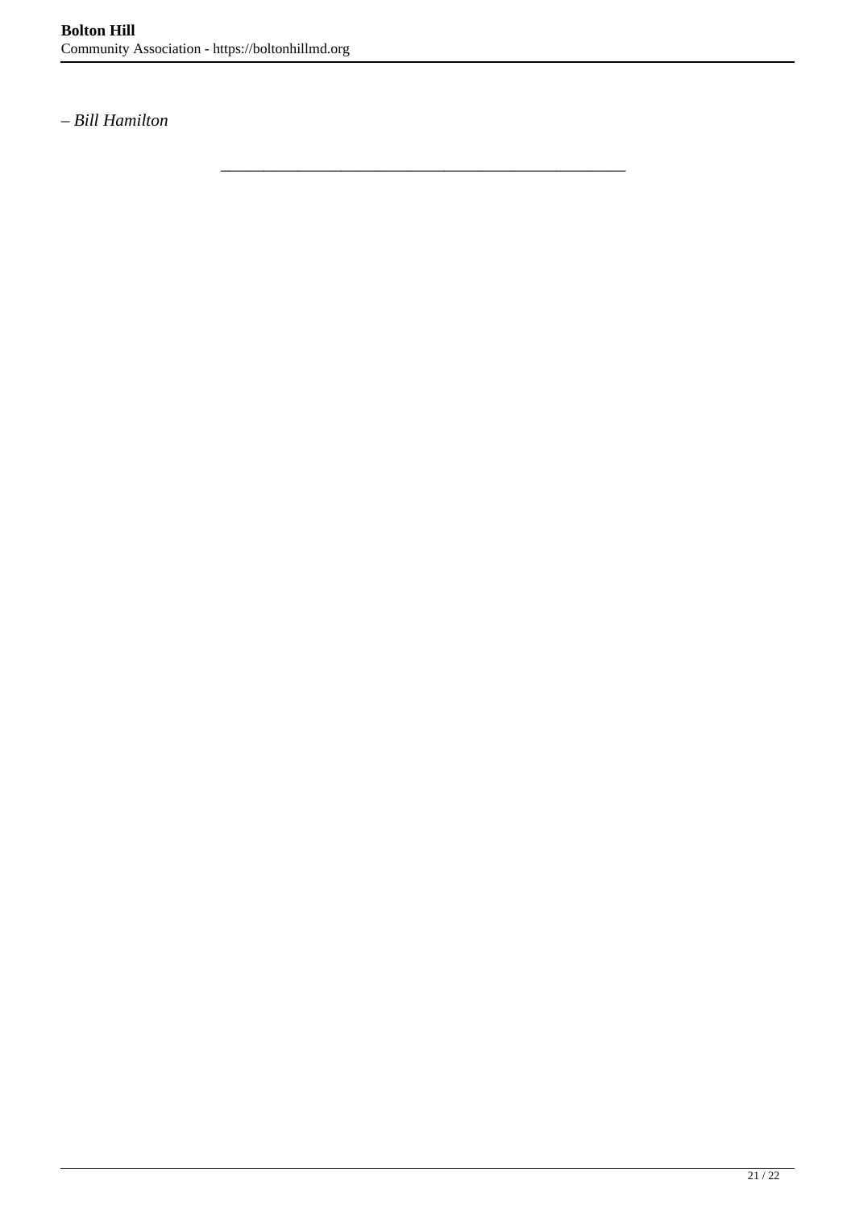*– Bill Hamilton*

---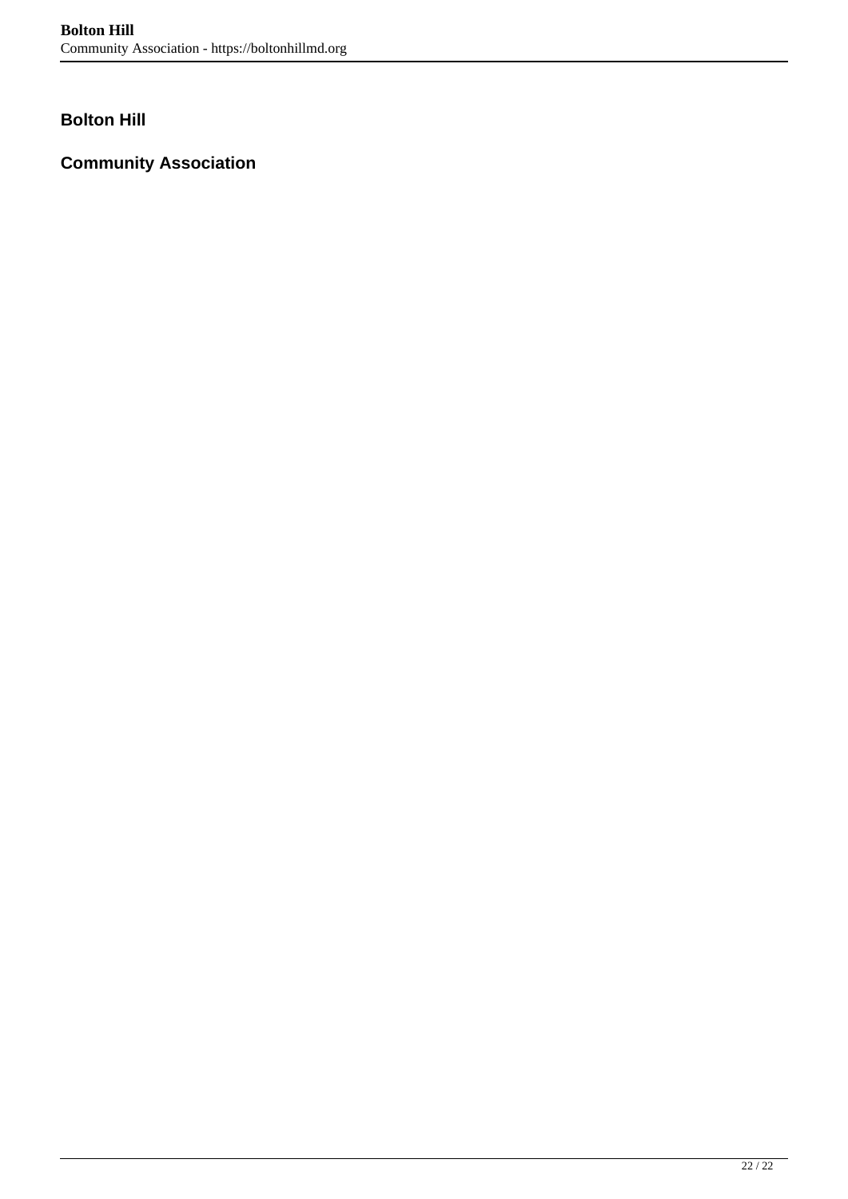**Bolton Hill**

**Community Association**